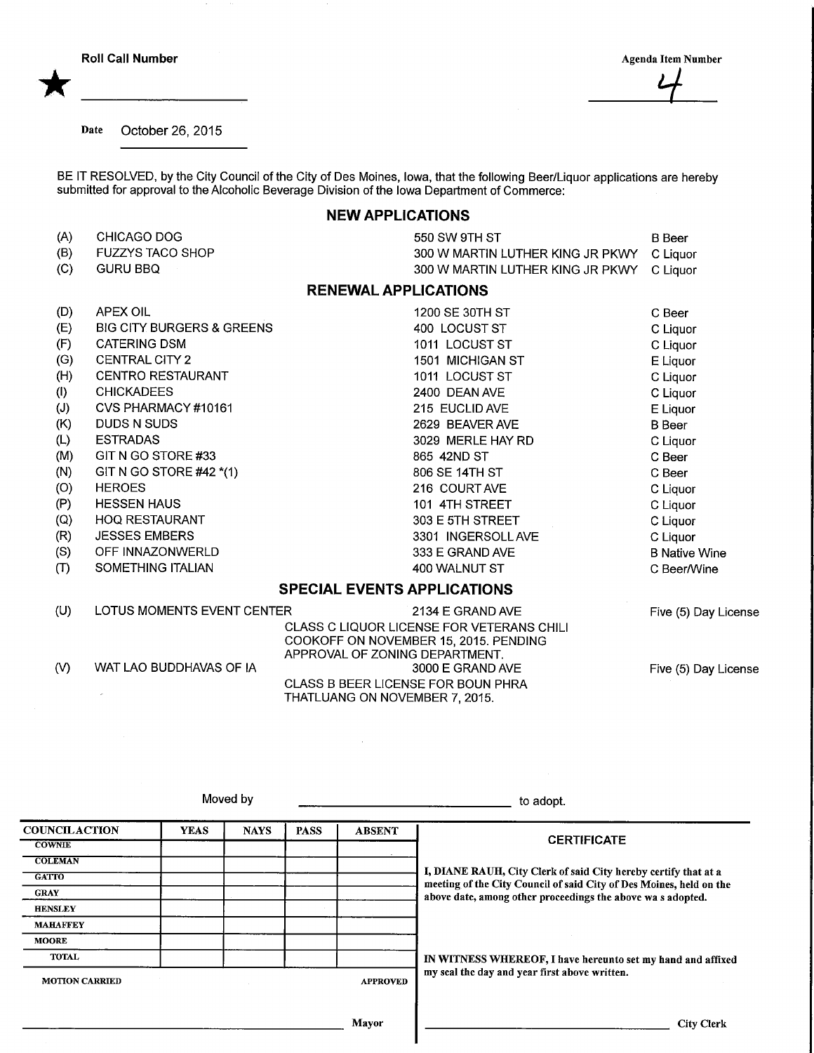**Roll Call Number** ★ ____________________

**Agenda Item Number** 4

**Date** October 26, 2015

BE IT RESOLVED, by the City Council of the City of Des Moines, Iowa, that the following Beer/Liquor applications are hereby submitted for approval to the Alcoholic Beverage Division of the Iowa Department of Commerce:

## NEW APPLICATIONS

| | | | |
|---|---|---|---|
| (A) | CHICAGO DOG | 550 SW 9TH ST | B Beer |
| (B) | FUZZYS TACO SHOP | 300 W MARTIN LUTHER KING JR PKWY | C Liquor |
| (C) | GURU BBQ | 300 W MARTIN LUTHER KING JR PKWY | C Liquor |

## RENEWAL APPLICATIONS

| | | | |
|---|---|---|---|
| (D) | APEX OIL | 1200 SE 30TH ST | C Beer |
| (E) | BIG CITY BURGERS & GREENS | 400 LOCUST ST | C Liquor |
| (F) | CATERING DSM | 1011 LOCUST ST | C Liquor |
| (G) | CENTRAL CITY 2 | 1501 MICHIGAN ST | E Liquor |
| (H) | CENTRO RESTAURANT | 1011 LOCUST ST | C Liquor |
| (I) | CHICKADEES | 2400 DEAN AVE | C Liquor |
| (J) | CVS PHARMACY #10161 | 215 EUCLID AVE | E Liquor |
| (K) | DUDS N SUDS | 2629 BEAVER AVE | B Beer |
| (L) | ESTRADAS | 3029 MERLE HAY RD | C Liquor |
| (M) | GIT N GO STORE #33 | 865 42ND ST | C Beer |
| (N) | GIT N GO STORE #42 *(1) | 806 SE 14TH ST | C Beer |
| (O) | HEROES | 216 COURT AVE | C Liquor |
| (P) | HESSEN HAUS | 101 4TH STREET | C Liquor |
| (Q) | HOQ RESTAURANT | 303 E 5TH STREET | C Liquor |
| (R) | JESSES EMBERS | 3301 INGERSOLL AVE | C Liquor |
| (S) | OFF INNAZONWERLD | 333 E GRAND AVE | B Native Wine |
| (T) | SOMETHING ITALIAN | 400 WALNUT ST | C Beer/Wine |

## SPECIAL EVENTS APPLICATIONS

| | | | |
|---|---|---|---|
| (U) | LOTUS MOMENTS EVENT CENTER | 2134 E GRAND AVE<br>CLASS C LIQUOR LICENSE FOR VETERANS CHILI COOKOFF ON NOVEMBER 15, 2015. PENDING APPROVAL OF ZONING DEPARTMENT. | Five (5) Day License |
| (V) | WAT LAO BUDDHAVAS OF IA | 3000 E GRAND AVE<br>CLASS B BEER LICENSE FOR BOUN PHRA THATLUANG ON NOVEMBER 7, 2015. | Five (5) Day License |

Moved by ______________________________ to adopt.

| COUNCIL ACTION | YEAS | NAYS | PASS | ABSENT |
|---|---|---|---|---|
| COWNIE | | | | |
| COLEMAN | | | | |
| GATTO | | | | |
| GRAY | | | | |
| HENSLEY | | | | |
| MAHAFFEY | | | | |
| MOORE | | | | |
| TOTAL | | | | |

MOTION CARRIED APPROVED

______________________________ Mayor

**CERTIFICATE**

**I, DIANE RAUH, City Clerk of said City hereby certify that at a meeting of the City Council of said City of Des Moines, held on the above date, among other proceedings the above wa s adopted.**

**IN WITNESS WHEREOF, I have hereunto set my hand and affixed my seal the day and year first above written.**

______________________________ City Clerk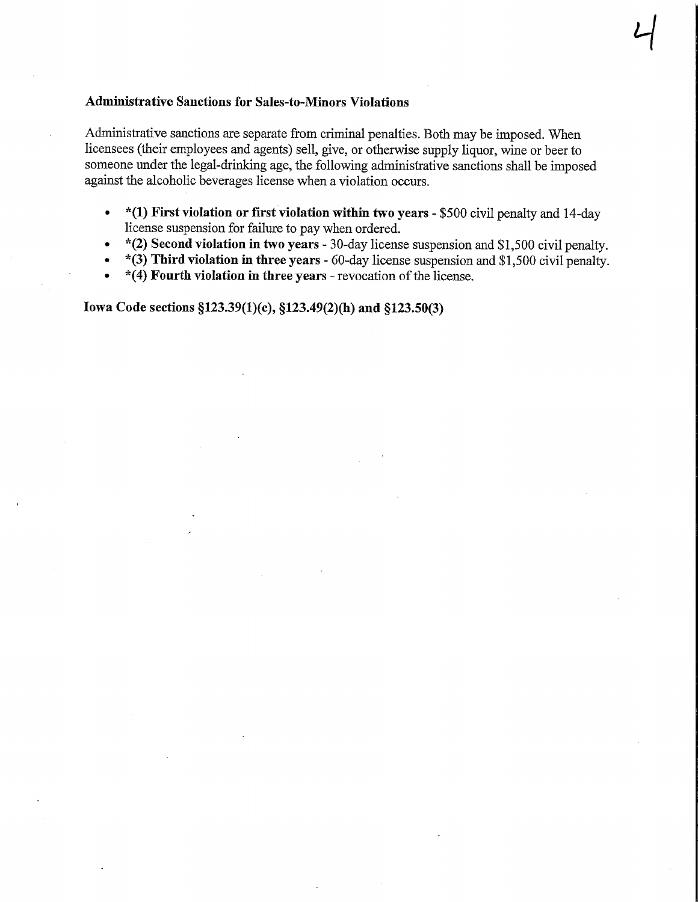**Administrative Sanctions for Sales-to-Minors Violations**

Administrative sanctions are separate from criminal penalties. Both may be imposed. When licensees (their employees and agents) sell, give, or otherwise supply liquor, wine or beer to someone under the legal-drinking age, the following administrative sanctions shall be imposed against the alcoholic beverages license when a violation occurs.

- ***(1) First violation or first violation within two years** - $500 civil penalty and 14-day license suspension for failure to pay when ordered.
- ***(2) Second violation in two years** - 30-day license suspension and $1,500 civil penalty.
- ***(3) Third violation in three years** - 60-day license suspension and $1,500 civil penalty.
- ***(4) Fourth violation in three years** - revocation of the license.

**Iowa Code sections §123.39(1)(c), §123.49(2)(h) and §123.50(3)**